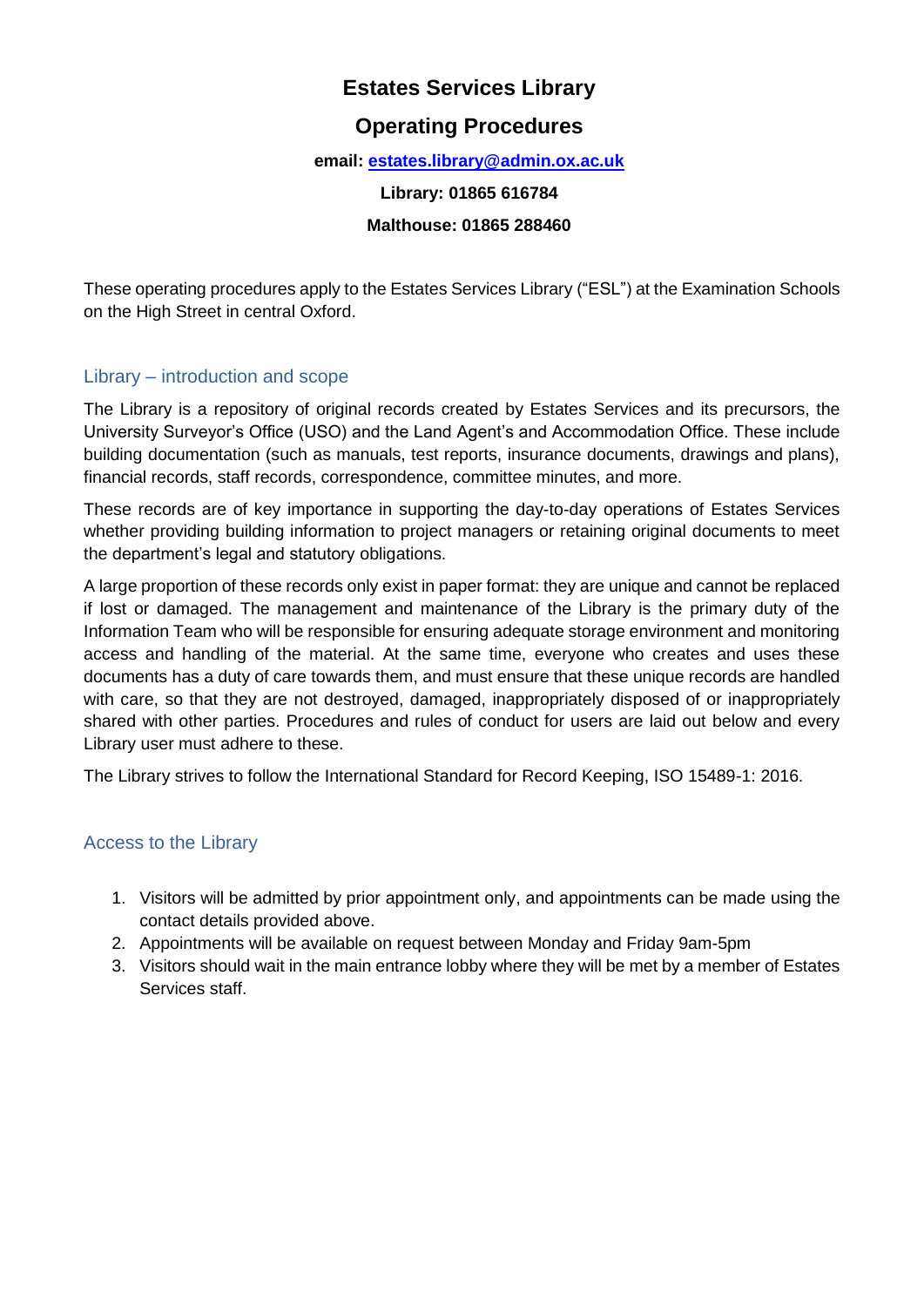# Estates Services Library

## Operating Procedures

**email: [estates.library@admin.ox.ac.uk](mailto:estates.library@admin.ox.ac.uk)**

**Library: 01865 616784**

**Malthouse: 01865 288460**

These operating procedures apply to the Estates Services Library ("ESL") at the Examination Schools on the High Street in central Oxford.

## Library – introduction and scope

The Library is a repository of original records created by Estates Services and its precursors, the University Surveyor's Office (USO) and the Land Agent's and Accommodation Office. These include building documentation (such as manuals, test reports, insurance documents, drawings and plans), financial records, staff records, correspondence, committee minutes, and more.

These records are of key importance in supporting the day-to-day operations of Estates Services whether providing building information to project managers or retaining original documents to meet the department's legal and statutory obligations.

A large proportion of these records only exist in paper format: they are unique and cannot be replaced if lost or damaged. The management and maintenance of the Library is the primary duty of the Information Team who will be responsible for ensuring adequate storage environment and monitoring access and handling of the material. At the same time, everyone who creates and uses these documents has a duty of care towards them, and must ensure that these unique records are handled with care, so that they are not destroyed, damaged, inappropriately disposed of or inappropriately shared with other parties. Procedures and rules of conduct for users are laid out below and every Library user must adhere to these.

The Library strives to follow the International Standard for Record Keeping, ISO 15489-1: 2016.

## Access to the Library

1. Visitors will be admitted by prior appointment only, and appointments can be made using the contact details provided above.
2. Appointments will be available on request between Monday and Friday 9am-5pm
3. Visitors should wait in the main entrance lobby where they will be met by a member of Estates Services staff.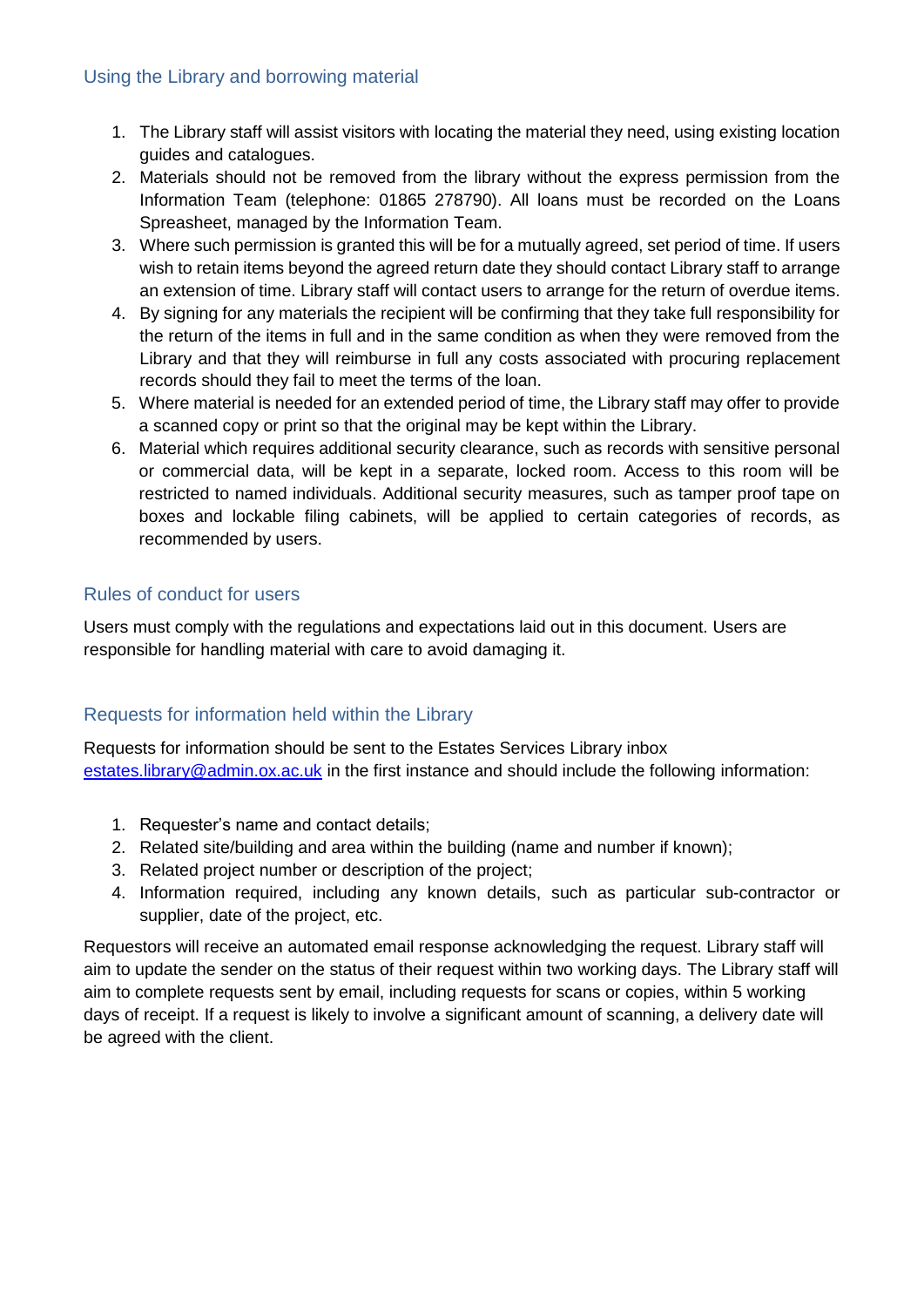## Using the Library and borrowing material

1. The Library staff will assist visitors with locating the material they need, using existing location guides and catalogues.
2. Materials should not be removed from the library without the express permission from the Information Team (telephone: 01865 278790). All loans must be recorded on the Loans Spreasheet, managed by the Information Team.
3. Where such permission is granted this will be for a mutually agreed, set period of time. If users wish to retain items beyond the agreed return date they should contact Library staff to arrange an extension of time. Library staff will contact users to arrange for the return of overdue items.
4. By signing for any materials the recipient will be confirming that they take full responsibility for the return of the items in full and in the same condition as when they were removed from the Library and that they will reimburse in full any costs associated with procuring replacement records should they fail to meet the terms of the loan.
5. Where material is needed for an extended period of time, the Library staff may offer to provide a scanned copy or print so that the original may be kept within the Library.
6. Material which requires additional security clearance, such as records with sensitive personal or commercial data, will be kept in a separate, locked room. Access to this room will be restricted to named individuals. Additional security measures, such as tamper proof tape on boxes and lockable filing cabinets, will be applied to certain categories of records, as recommended by users.

## Rules of conduct for users

Users must comply with the regulations and expectations laid out in this document. Users are responsible for handling material with care to avoid damaging it.

## Requests for information held within the Library

Requests for information should be sent to the Estates Services Library inbox estates.library@admin.ox.ac.uk in the first instance and should include the following information:

1. Requester's name and contact details;
2. Related site/building and area within the building (name and number if known);
3. Related project number or description of the project;
4. Information required, including any known details, such as particular sub-contractor or supplier, date of the project, etc.

Requestors will receive an automated email response acknowledging the request. Library staff will aim to update the sender on the status of their request within two working days. The Library staff will aim to complete requests sent by email, including requests for scans or copies, within 5 working days of receipt. If a request is likely to involve a significant amount of scanning, a delivery date will be agreed with the client.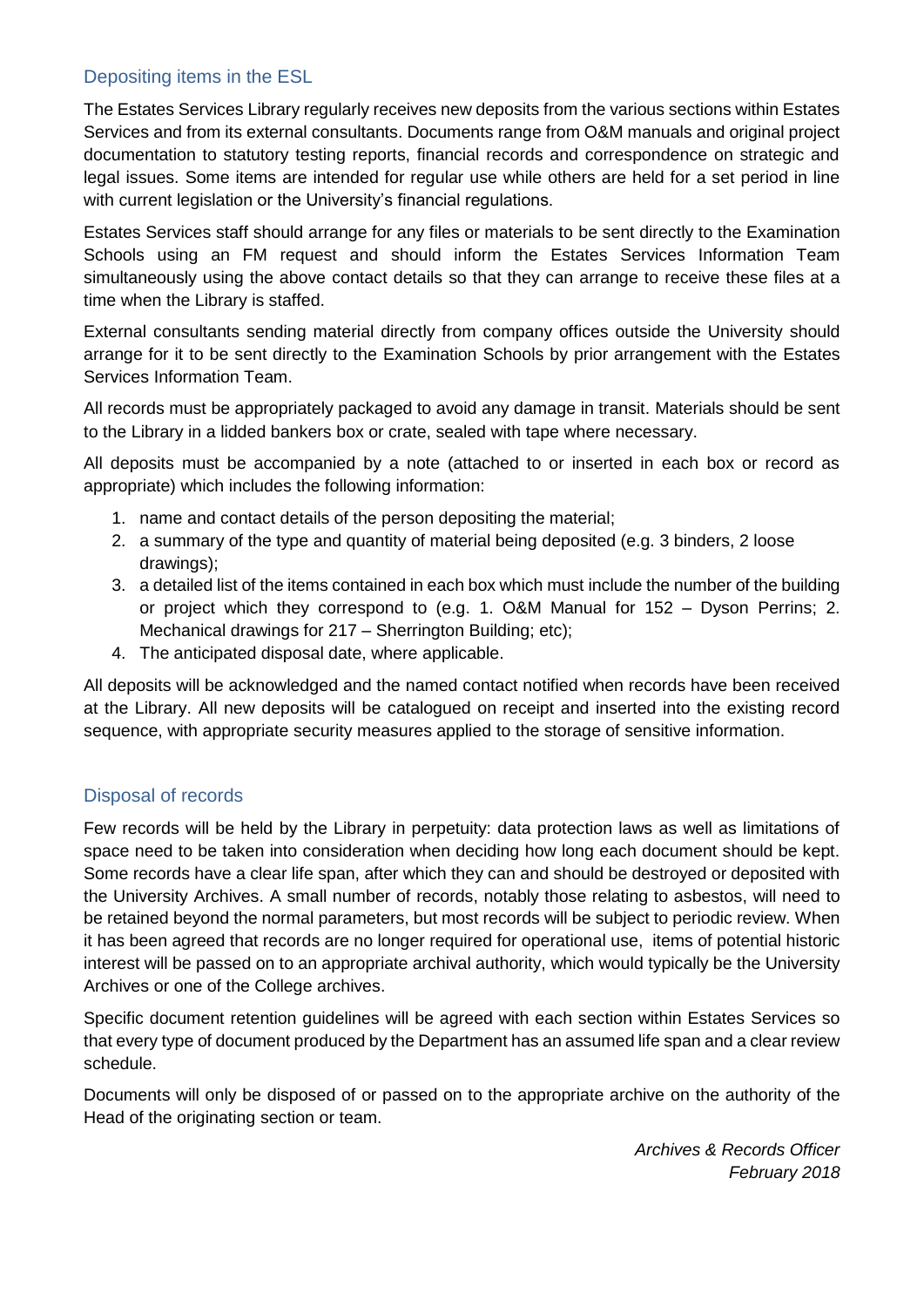## Depositing items in the ESL

The Estates Services Library regularly receives new deposits from the various sections within Estates Services and from its external consultants. Documents range from O&M manuals and original project documentation to statutory testing reports, financial records and correspondence on strategic and legal issues. Some items are intended for regular use while others are held for a set period in line with current legislation or the University's financial regulations.

Estates Services staff should arrange for any files or materials to be sent directly to the Examination Schools using an FM request and should inform the Estates Services Information Team simultaneously using the above contact details so that they can arrange to receive these files at a time when the Library is staffed.

External consultants sending material directly from company offices outside the University should arrange for it to be sent directly to the Examination Schools by prior arrangement with the Estates Services Information Team.

All records must be appropriately packaged to avoid any damage in transit. Materials should be sent to the Library in a lidded bankers box or crate, sealed with tape where necessary.

All deposits must be accompanied by a note (attached to or inserted in each box or record as appropriate) which includes the following information:

1. name and contact details of the person depositing the material;
2. a summary of the type and quantity of material being deposited (e.g. 3 binders, 2 loose drawings);
3. a detailed list of the items contained in each box which must include the number of the building or project which they correspond to (e.g. 1. O&M Manual for 152 – Dyson Perrins; 2. Mechanical drawings for 217 – Sherrington Building; etc);
4. The anticipated disposal date, where applicable.

All deposits will be acknowledged and the named contact notified when records have been received at the Library. All new deposits will be catalogued on receipt and inserted into the existing record sequence, with appropriate security measures applied to the storage of sensitive information.

## Disposal of records

Few records will be held by the Library in perpetuity: data protection laws as well as limitations of space need to be taken into consideration when deciding how long each document should be kept. Some records have a clear life span, after which they can and should be destroyed or deposited with the University Archives. A small number of records, notably those relating to asbestos, will need to be retained beyond the normal parameters, but most records will be subject to periodic review. When it has been agreed that records are no longer required for operational use, items of potential historic interest will be passed on to an appropriate archival authority, which would typically be the University Archives or one of the College archives.

Specific document retention guidelines will be agreed with each section within Estates Services so that every type of document produced by the Department has an assumed life span and a clear review schedule.

Documents will only be disposed of or passed on to the appropriate archive on the authority of the Head of the originating section or team.

*Archives & Records Officer*
*February 2018*